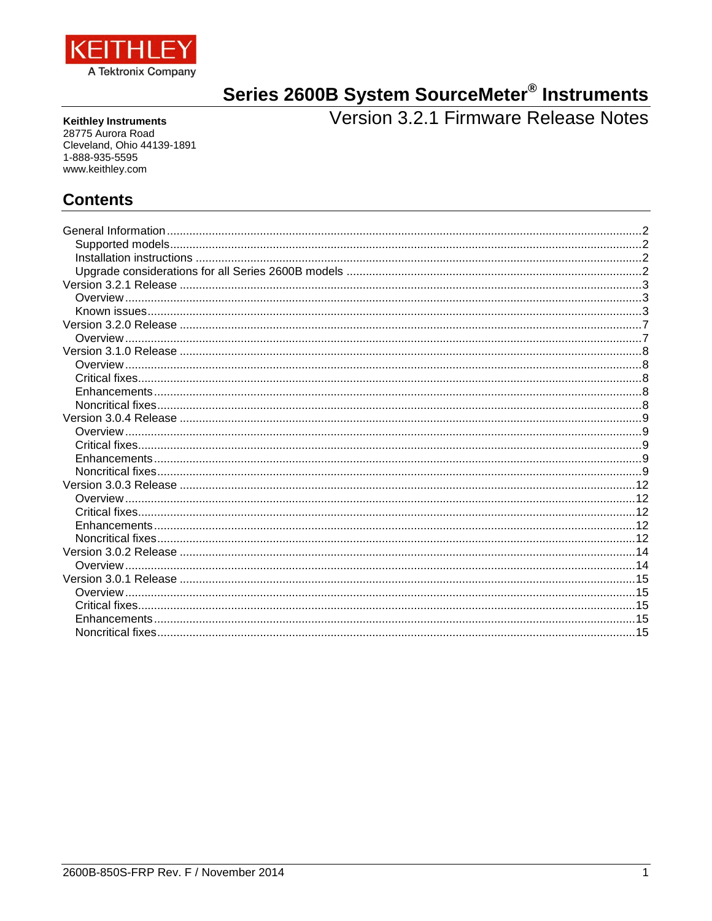KEITHLEY

A Tektronix Company

# Series 2600B System SourceMeter® Instruments

## Version 3.2.1 Firmware Release Notes

**Keithley Instruments**
28775 Aurora Road
Cleveland, Ohio 44139-1891
1-888-935-5595
www.keithley.com

## Contents

- General Information ... 2
  - Supported models ... 2
  - Installation instructions ... 2
  - Upgrade considerations for all Series 2600B models ... 2
- Version 3.2.1 Release ... 3
  - Overview ... 3
  - Known issues ... 3
- Version 3.2.0 Release ... 7
  - Overview ... 7
- Version 3.1.0 Release ... 8
  - Overview ... 8
  - Critical fixes ... 8
  - Enhancements ... 8
  - Noncritical fixes ... 8
- Version 3.0.4 Release ... 9
  - Overview ... 9
  - Critical fixes ... 9
  - Enhancements ... 9
  - Noncritical fixes ... 9
- Version 3.0.3 Release ... 12
  - Overview ... 12
  - Critical fixes ... 12
  - Enhancements ... 12
  - Noncritical fixes ... 12
- Version 3.0.2 Release ... 14
  - Overview ... 14
- Version 3.0.1 Release ... 15
  - Overview ... 15
  - Critical fixes ... 15
  - Enhancements ... 15
  - Noncritical fixes ... 15

2600B-850S-FRP Rev. F / November 2014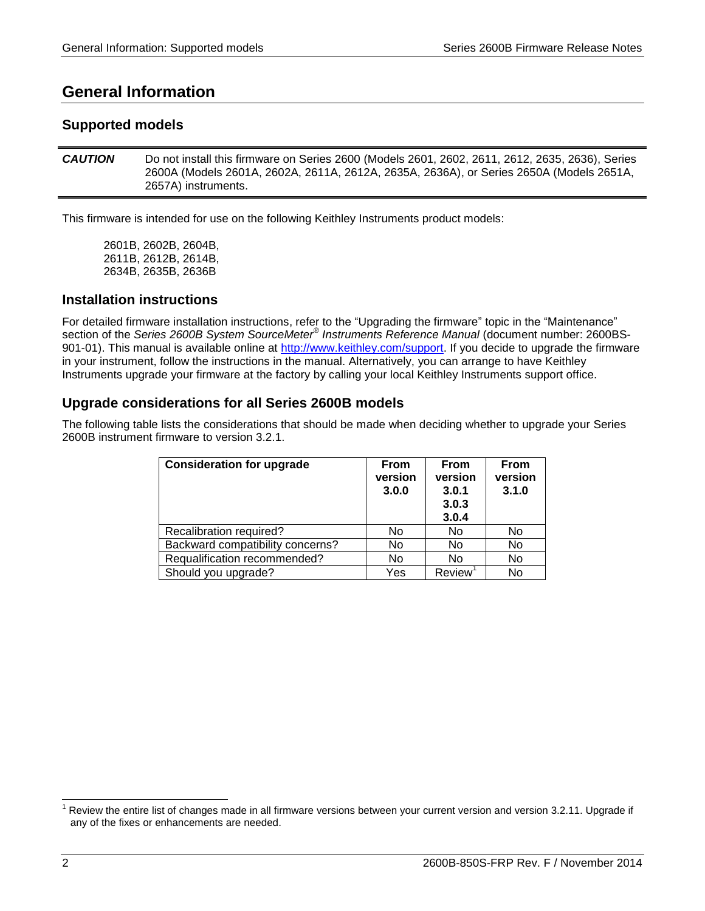# General Information

## Supported models

| | |
|---|---|
| ***CAUTION*** | Do not install this firmware on Series 2600 (Models 2601, 2602, 2611, 2612, 2635, 2636), Series 2600A (Models 2601A, 2602A, 2611A, 2612A, 2635A, 2636A), or Series 2650A (Models 2651A, 2657A) instruments. |

This firmware is intended for use on the following Keithley Instruments product models:

2601B, 2602B, 2604B,
2611B, 2612B, 2614B,
2634B, 2635B, 2636B

## Installation instructions

For detailed firmware installation instructions, refer to the "Upgrading the firmware" topic in the "Maintenance" section of the *Series 2600B System SourceMeter® Instruments Reference Manual* (document number: 2600BS-901-01). This manual is available online at http://www.keithley.com/support. If you decide to upgrade the firmware in your instrument, follow the instructions in the manual. Alternatively, you can arrange to have Keithley Instruments upgrade your firmware at the factory by calling your local Keithley Instruments support office.

## Upgrade considerations for all Series 2600B models

The following table lists the considerations that should be made when deciding whether to upgrade your Series 2600B instrument firmware to version 3.2.1.

| **Consideration for upgrade** | **From version 3.0.0** | **From version 3.0.1 3.0.3 3.0.4** | **From version 3.1.0** |
|---|---|---|---|
| Recalibration required? | No | No | No |
| Backward compatibility concerns? | No | No | No |
| Requalification recommended? | No | No | No |
| Should you upgrade? | Yes | Review[1] | No |

[1] Review the entire list of changes made in all firmware versions between your current version and version 3.2.11. Upgrade if any of the fixes or enhancements are needed.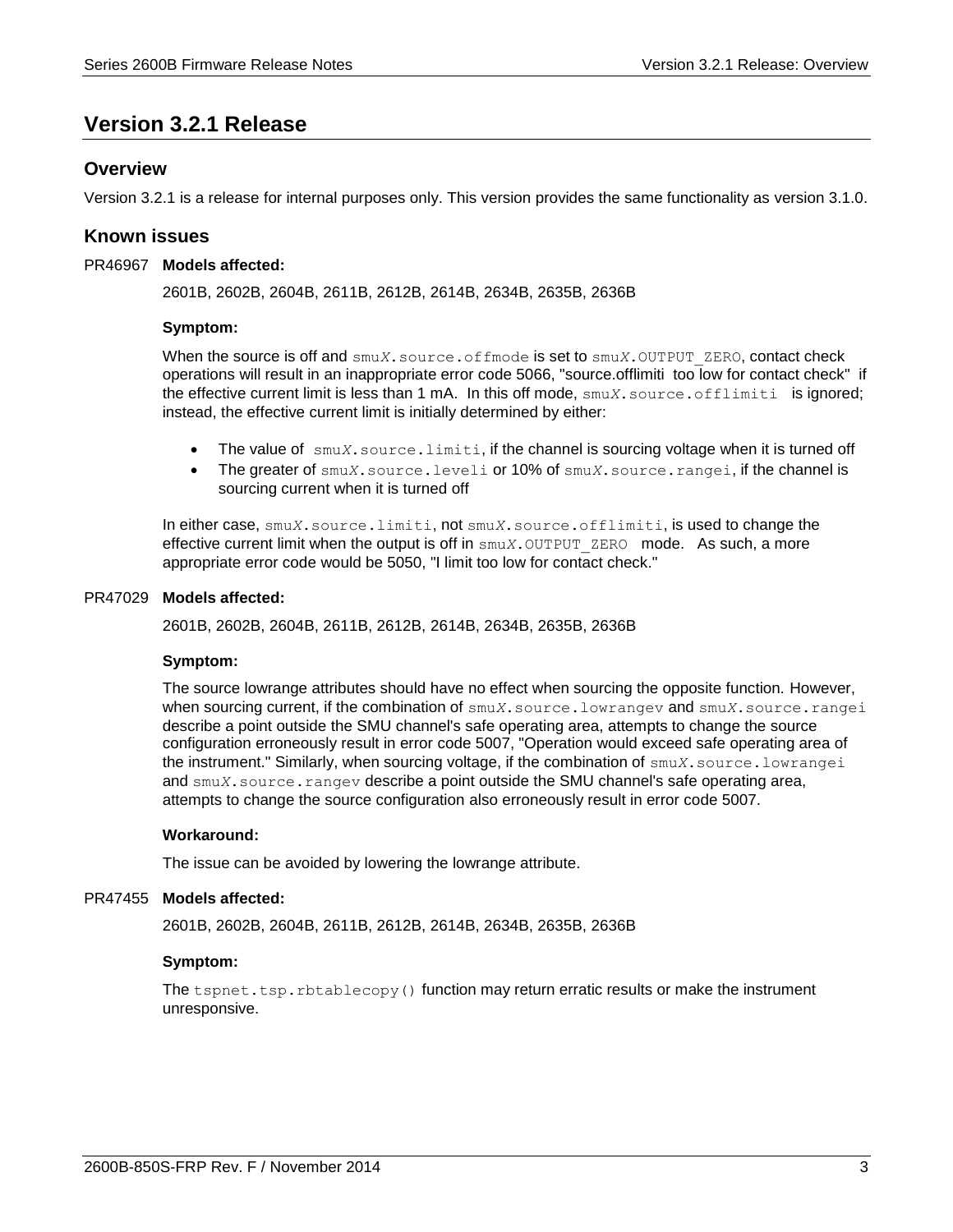# Version 3.2.1 Release

## Overview

Version 3.2.1 is a release for internal purposes only. This version provides the same functionality as version 3.1.0.

## Known issues

PR46967 **Models affected:**

2601B, 2602B, 2604B, 2611B, 2612B, 2614B, 2634B, 2635B, 2636B

**Symptom:**

When the source is off and `smuX.source.offmode` is set to `smuX.OUTPUT_ZERO`, contact check operations will result in an inappropriate error code 5066, "source.offlimiti too low for contact check" if the effective current limit is less than 1 mA. In this off mode, `smuX.source.offlimiti` is ignored; instead, the effective current limit is initially determined by either:

- The value of `smuX.source.limiti`, if the channel is sourcing voltage when it is turned off
- The greater of `smuX.source.leveli` or 10% of `smuX.source.rangei`, if the channel is sourcing current when it is turned off

In either case, `smuX.source.limiti`, not `smuX.source.offlimiti`, is used to change the effective current limit when the output is off in `smuX.OUTPUT_ZERO` mode. As such, a more appropriate error code would be 5050, "I limit too low for contact check."

PR47029 **Models affected:**

2601B, 2602B, 2604B, 2611B, 2612B, 2614B, 2634B, 2635B, 2636B

**Symptom:**

The source lowrange attributes should have no effect when sourcing the opposite function. However, when sourcing current, if the combination of `smuX.source.lowrangev` and `smuX.source.rangei` describe a point outside the SMU channel's safe operating area, attempts to change the source configuration erroneously result in error code 5007, "Operation would exceed safe operating area of the instrument." Similarly, when sourcing voltage, if the combination of `smuX.source.lowrangei` and `smuX.source.rangev` describe a point outside the SMU channel's safe operating area, attempts to change the source configuration also erroneously result in error code 5007.

**Workaround:**

The issue can be avoided by lowering the lowrange attribute.

PR47455 **Models affected:**

2601B, 2602B, 2604B, 2611B, 2612B, 2614B, 2634B, 2635B, 2636B

**Symptom:**

The `tspnet.tsp.rbtablecopy()` function may return erratic results or make the instrument unresponsive.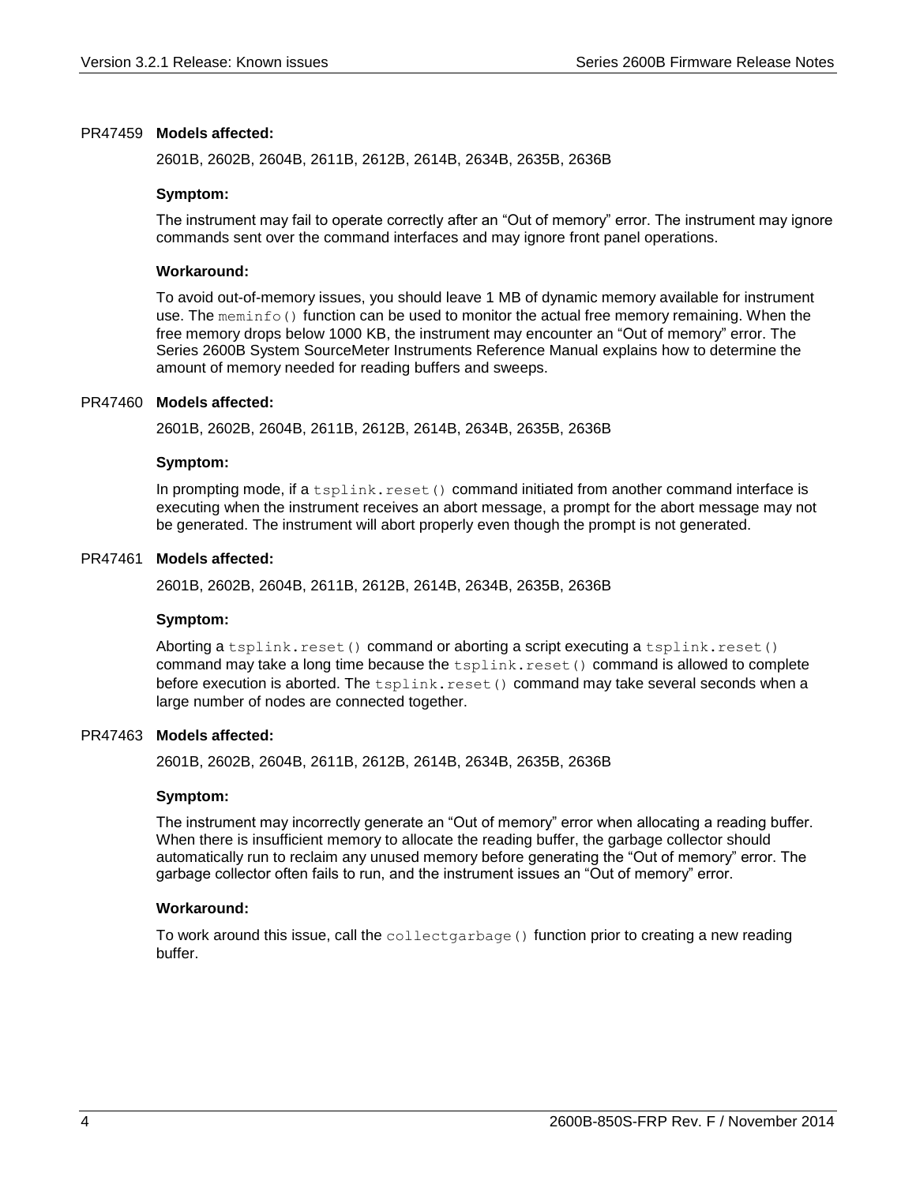PR47459 **Models affected:**

2601B, 2602B, 2604B, 2611B, 2612B, 2614B, 2634B, 2635B, 2636B

**Symptom:**

The instrument may fail to operate correctly after an “Out of memory” error. The instrument may ignore commands sent over the command interfaces and may ignore front panel operations.

**Workaround:**

To avoid out-of-memory issues, you should leave 1 MB of dynamic memory available for instrument use. The `meminfo()` function can be used to monitor the actual free memory remaining. When the free memory drops below 1000 KB, the instrument may encounter an “Out of memory” error. The Series 2600B System SourceMeter Instruments Reference Manual explains how to determine the amount of memory needed for reading buffers and sweeps.

PR47460 **Models affected:**

2601B, 2602B, 2604B, 2611B, 2612B, 2614B, 2634B, 2635B, 2636B

**Symptom:**

In prompting mode, if a `tsplink.reset()` command initiated from another command interface is executing when the instrument receives an abort message, a prompt for the abort message may not be generated. The instrument will abort properly even though the prompt is not generated.

PR47461 **Models affected:**

2601B, 2602B, 2604B, 2611B, 2612B, 2614B, 2634B, 2635B, 2636B

**Symptom:**

Aborting a `tsplink.reset()` command or aborting a script executing a `tsplink.reset()` command may take a long time because the `tsplink.reset()` command is allowed to complete before execution is aborted. The `tsplink.reset()` command may take several seconds when a large number of nodes are connected together.

PR47463 **Models affected:**

2601B, 2602B, 2604B, 2611B, 2612B, 2614B, 2634B, 2635B, 2636B

**Symptom:**

The instrument may incorrectly generate an “Out of memory” error when allocating a reading buffer. When there is insufficient memory to allocate the reading buffer, the garbage collector should automatically run to reclaim any unused memory before generating the “Out of memory” error. The garbage collector often fails to run, and the instrument issues an “Out of memory” error.

**Workaround:**

To work around this issue, call the `collectgarbage()` function prior to creating a new reading buffer.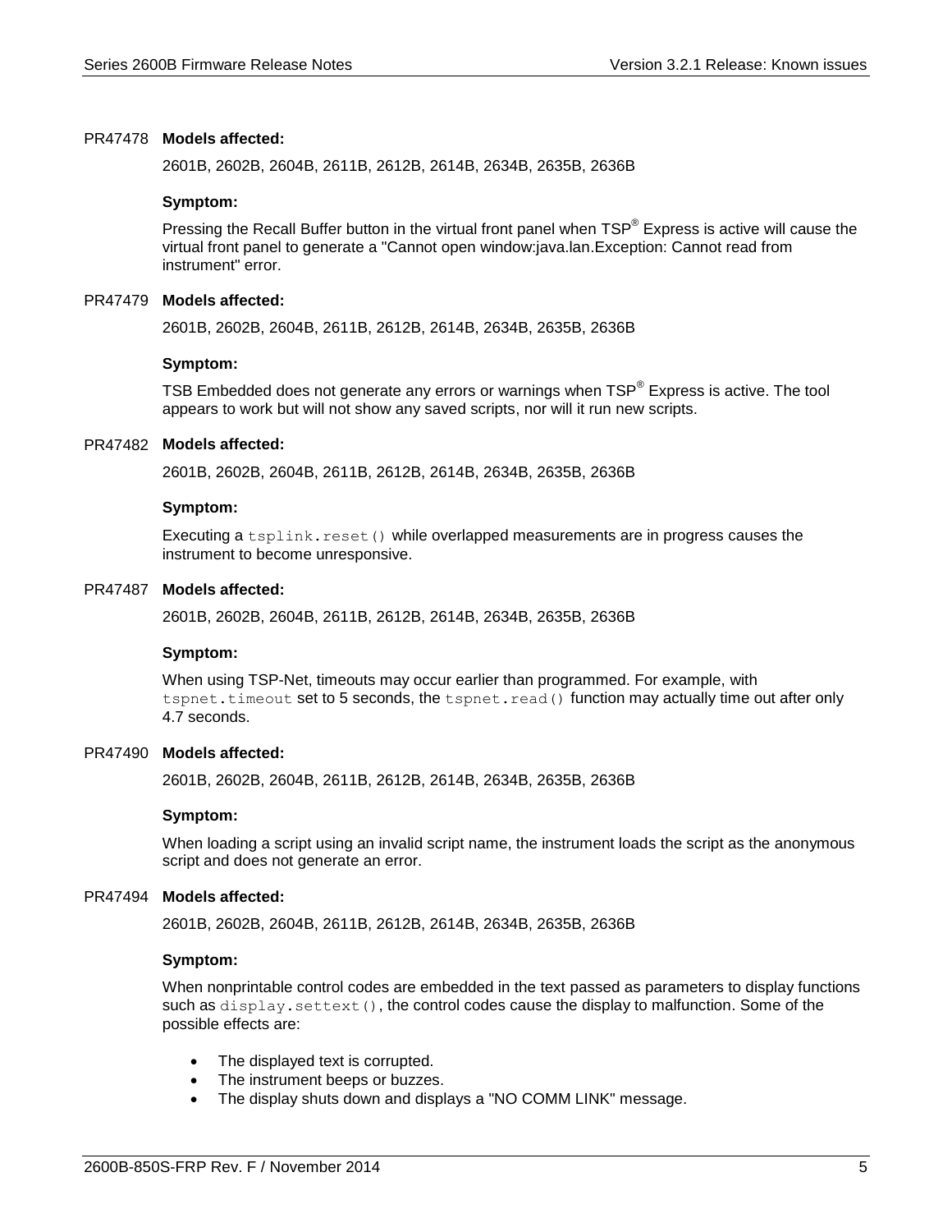PR47478 **Models affected:**

2601B, 2602B, 2604B, 2611B, 2612B, 2614B, 2634B, 2635B, 2636B

**Symptom:**

Pressing the Recall Buffer button in the virtual front panel when TSP® Express is active will cause the virtual front panel to generate a "Cannot open window:java.lan.Exception: Cannot read from instrument" error.

PR47479 **Models affected:**

2601B, 2602B, 2604B, 2611B, 2612B, 2614B, 2634B, 2635B, 2636B

**Symptom:**

TSB Embedded does not generate any errors or warnings when TSP® Express is active. The tool appears to work but will not show any saved scripts, nor will it run new scripts.

PR47482 **Models affected:**

2601B, 2602B, 2604B, 2611B, 2612B, 2614B, 2634B, 2635B, 2636B

**Symptom:**

Executing a `tsplink.reset()` while overlapped measurements are in progress causes the instrument to become unresponsive.

PR47487 **Models affected:**

2601B, 2602B, 2604B, 2611B, 2612B, 2614B, 2634B, 2635B, 2636B

**Symptom:**

When using TSP-Net, timeouts may occur earlier than programmed. For example, with `tspnet.timeout` set to 5 seconds, the `tspnet.read()` function may actually time out after only 4.7 seconds.

PR47490 **Models affected:**

2601B, 2602B, 2604B, 2611B, 2612B, 2614B, 2634B, 2635B, 2636B

**Symptom:**

When loading a script using an invalid script name, the instrument loads the script as the anonymous script and does not generate an error.

PR47494 **Models affected:**

2601B, 2602B, 2604B, 2611B, 2612B, 2614B, 2634B, 2635B, 2636B

**Symptom:**

When nonprintable control codes are embedded in the text passed as parameters to display functions such as `display.settext()`, the control codes cause the display to malfunction. Some of the possible effects are:

- The displayed text is corrupted.
- The instrument beeps or buzzes.
- The display shuts down and displays a "NO COMM LINK" message.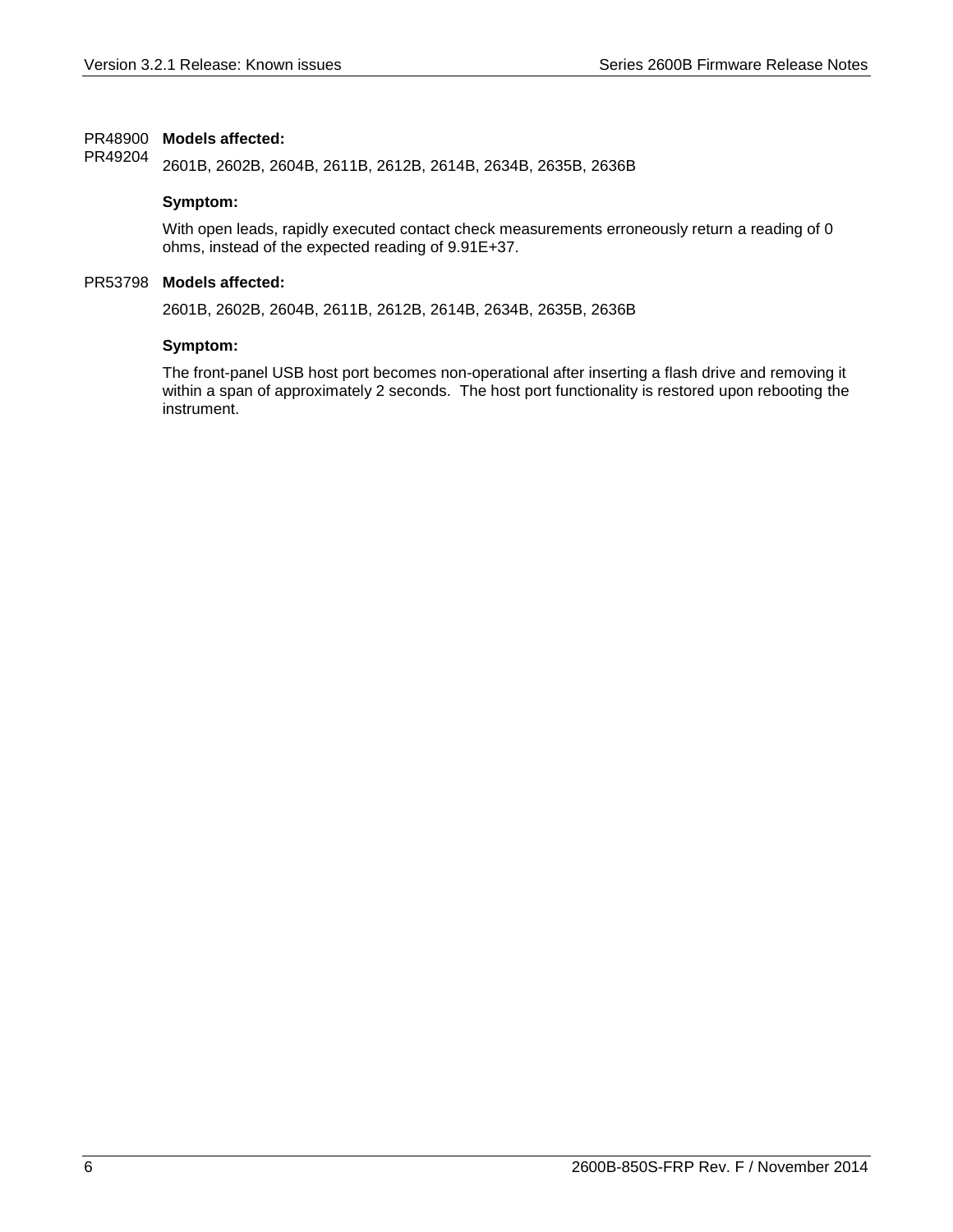PR48900
PR49204

**Models affected:**

2601B, 2602B, 2604B, 2611B, 2612B, 2614B, 2634B, 2635B, 2636B

**Symptom:**

With open leads, rapidly executed contact check measurements erroneously return a reading of 0 ohms, instead of the expected reading of 9.91E+37.

PR53798

**Models affected:**

2601B, 2602B, 2604B, 2611B, 2612B, 2614B, 2634B, 2635B, 2636B

**Symptom:**

The front-panel USB host port becomes non-operational after inserting a flash drive and removing it within a span of approximately 2 seconds. The host port functionality is restored upon rebooting the instrument.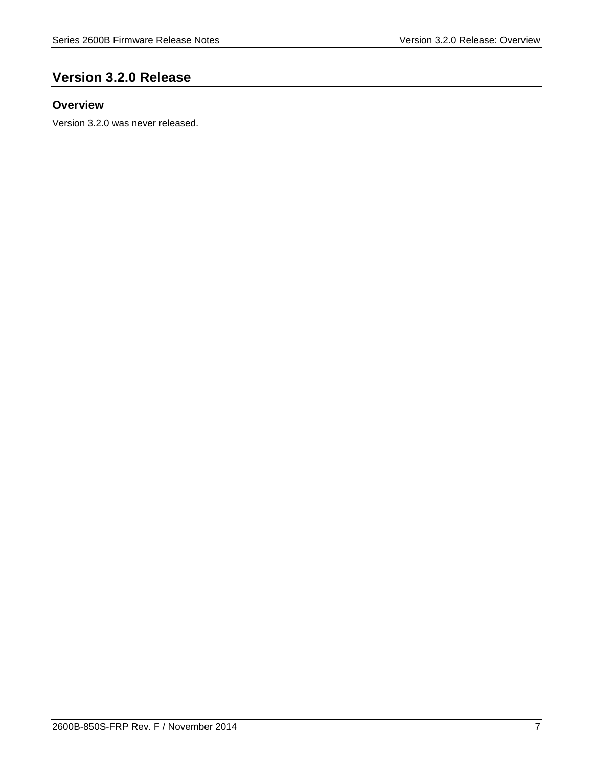# Version 3.2.0 Release

## Overview

Version 3.2.0 was never released.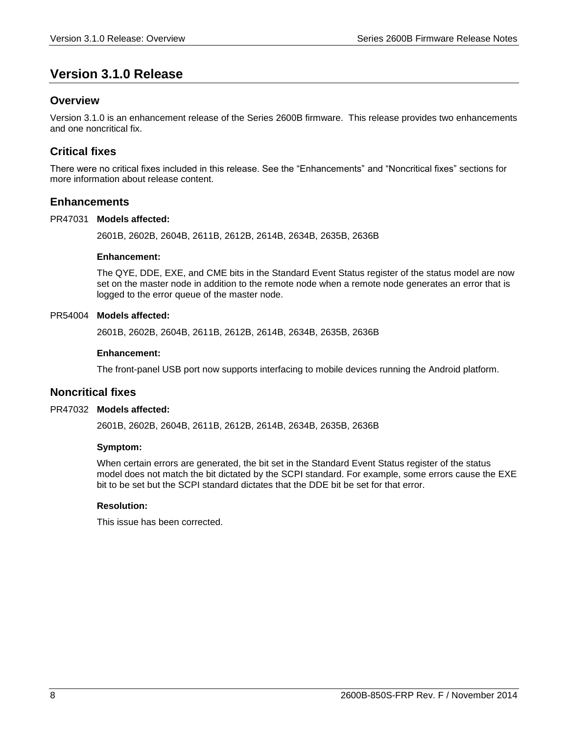# Version 3.1.0 Release

## Overview

Version 3.1.0 is an enhancement release of the Series 2600B firmware. This release provides two enhancements and one noncritical fix.

## Critical fixes

There were no critical fixes included in this release. See the "Enhancements" and "Noncritical fixes" sections for more information about release content.

## Enhancements

PR47031 **Models affected:**

2601B, 2602B, 2604B, 2611B, 2612B, 2614B, 2634B, 2635B, 2636B

**Enhancement:**

The QYE, DDE, EXE, and CME bits in the Standard Event Status register of the status model are now set on the master node in addition to the remote node when a remote node generates an error that is logged to the error queue of the master node.

PR54004 **Models affected:**

2601B, 2602B, 2604B, 2611B, 2612B, 2614B, 2634B, 2635B, 2636B

**Enhancement:**

The front-panel USB port now supports interfacing to mobile devices running the Android platform.

## Noncritical fixes

PR47032 **Models affected:**

2601B, 2602B, 2604B, 2611B, 2612B, 2614B, 2634B, 2635B, 2636B

**Symptom:**

When certain errors are generated, the bit set in the Standard Event Status register of the status model does not match the bit dictated by the SCPI standard. For example, some errors cause the EXE bit to be set but the SCPI standard dictates that the DDE bit be set for that error.

**Resolution:**

This issue has been corrected.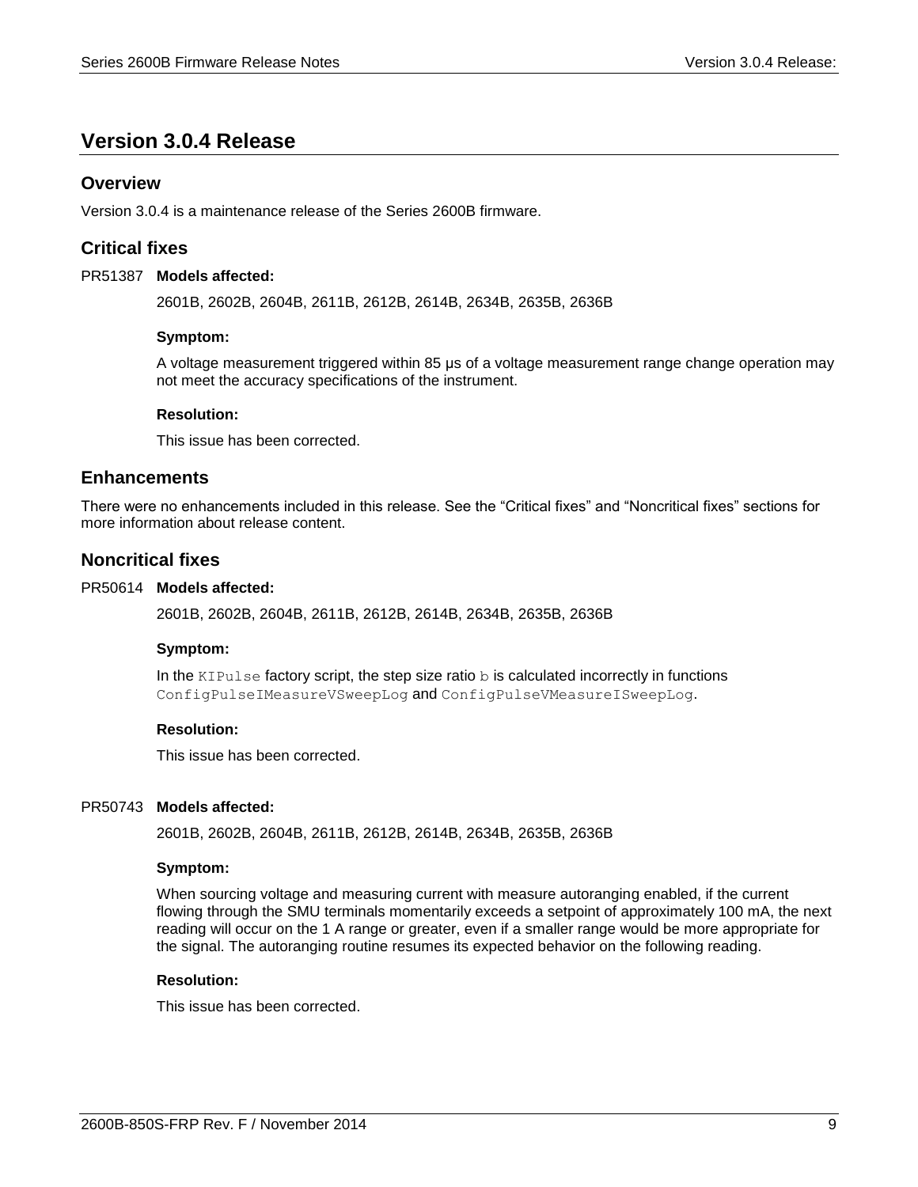# Version 3.0.4 Release

## Overview

Version 3.0.4 is a maintenance release of the Series 2600B firmware.

## Critical fixes

PR51387 **Models affected:**

2601B, 2602B, 2604B, 2611B, 2612B, 2614B, 2634B, 2635B, 2636B

**Symptom:**

A voltage measurement triggered within 85 μs of a voltage measurement range change operation may not meet the accuracy specifications of the instrument.

**Resolution:**

This issue has been corrected.

## Enhancements

There were no enhancements included in this release. See the “Critical fixes” and “Noncritical fixes” sections for more information about release content.

## Noncritical fixes

PR50614 **Models affected:**

2601B, 2602B, 2604B, 2611B, 2612B, 2614B, 2634B, 2635B, 2636B

**Symptom:**

In the `KIPulse` factory script, the step size ratio `b` is calculated incorrectly in functions `ConfigPulseIMeasureVSweepLog` and `ConfigPulseVMeasureISweepLog`.

**Resolution:**

This issue has been corrected.

PR50743 **Models affected:**

2601B, 2602B, 2604B, 2611B, 2612B, 2614B, 2634B, 2635B, 2636B

**Symptom:**

When sourcing voltage and measuring current with measure autoranging enabled, if the current flowing through the SMU terminals momentarily exceeds a setpoint of approximately 100 mA, the next reading will occur on the 1 A range or greater, even if a smaller range would be more appropriate for the signal. The autoranging routine resumes its expected behavior on the following reading.

**Resolution:**

This issue has been corrected.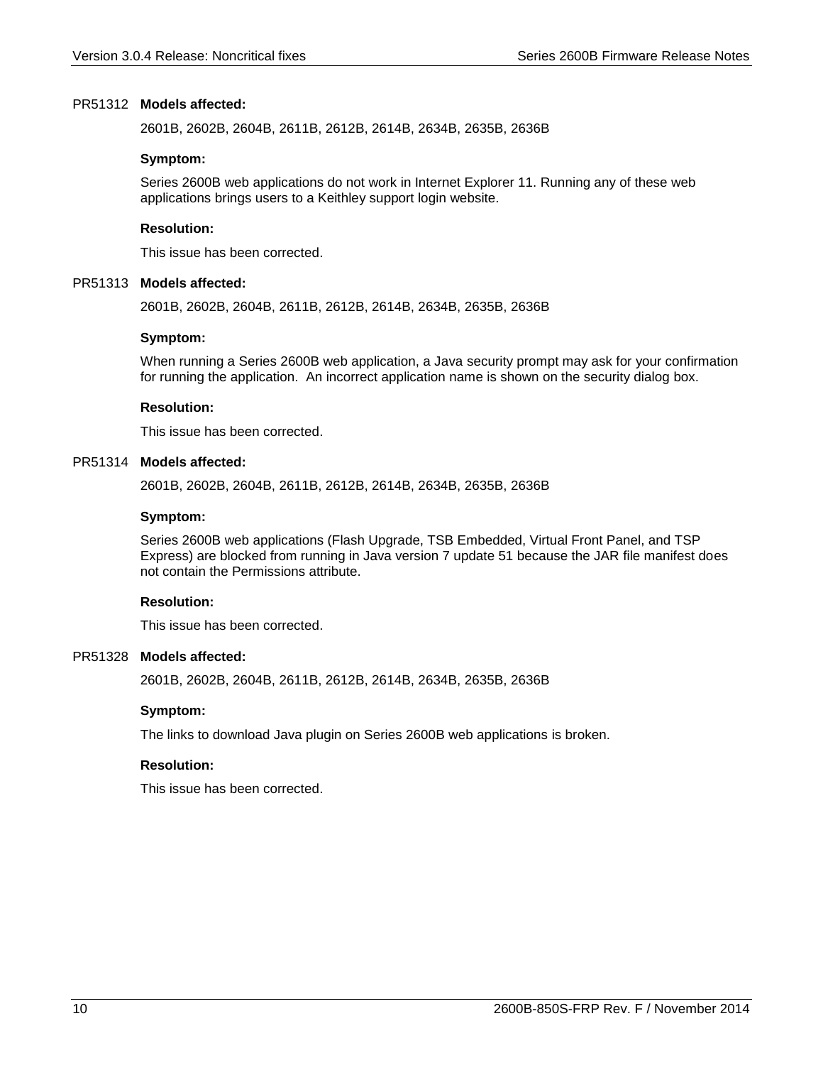PR51312 **Models affected:**

2601B, 2602B, 2604B, 2611B, 2612B, 2614B, 2634B, 2635B, 2636B

**Symptom:**

Series 2600B web applications do not work in Internet Explorer 11. Running any of these web applications brings users to a Keithley support login website.

**Resolution:**

This issue has been corrected.

PR51313 **Models affected:**

2601B, 2602B, 2604B, 2611B, 2612B, 2614B, 2634B, 2635B, 2636B

**Symptom:**

When running a Series 2600B web application, a Java security prompt may ask for your confirmation for running the application. An incorrect application name is shown on the security dialog box.

**Resolution:**

This issue has been corrected.

PR51314 **Models affected:**

2601B, 2602B, 2604B, 2611B, 2612B, 2614B, 2634B, 2635B, 2636B

**Symptom:**

Series 2600B web applications (Flash Upgrade, TSB Embedded, Virtual Front Panel, and TSP Express) are blocked from running in Java version 7 update 51 because the JAR file manifest does not contain the Permissions attribute.

**Resolution:**

This issue has been corrected.

PR51328 **Models affected:**

2601B, 2602B, 2604B, 2611B, 2612B, 2614B, 2634B, 2635B, 2636B

**Symptom:**

The links to download Java plugin on Series 2600B web applications is broken.

**Resolution:**

This issue has been corrected.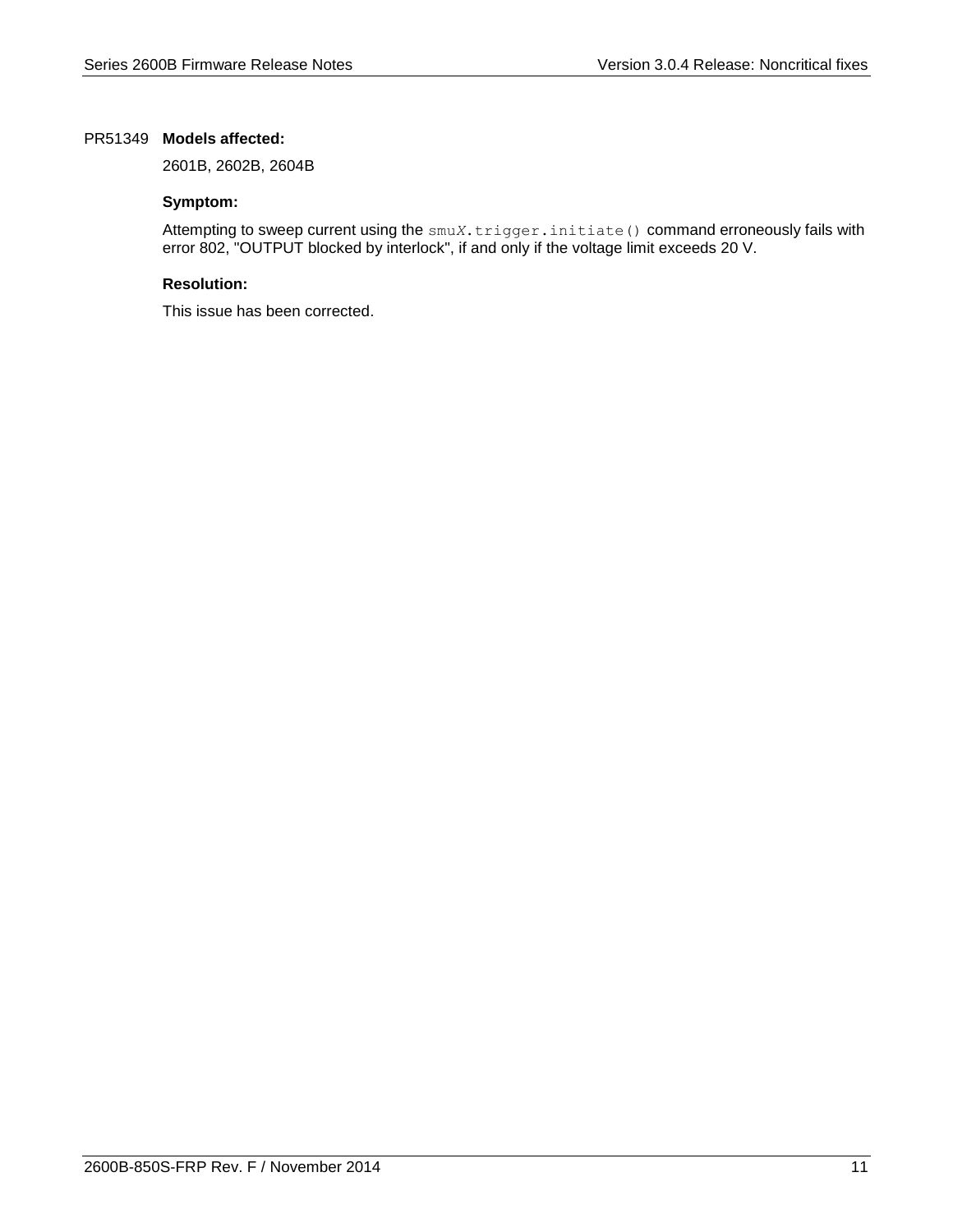PR51349 **Models affected:**

2601B, 2602B, 2604B

**Symptom:**

Attempting to sweep current using the `smuX.trigger.initiate()` command erroneously fails with error 802, "OUTPUT blocked by interlock", if and only if the voltage limit exceeds 20 V.

**Resolution:**

This issue has been corrected.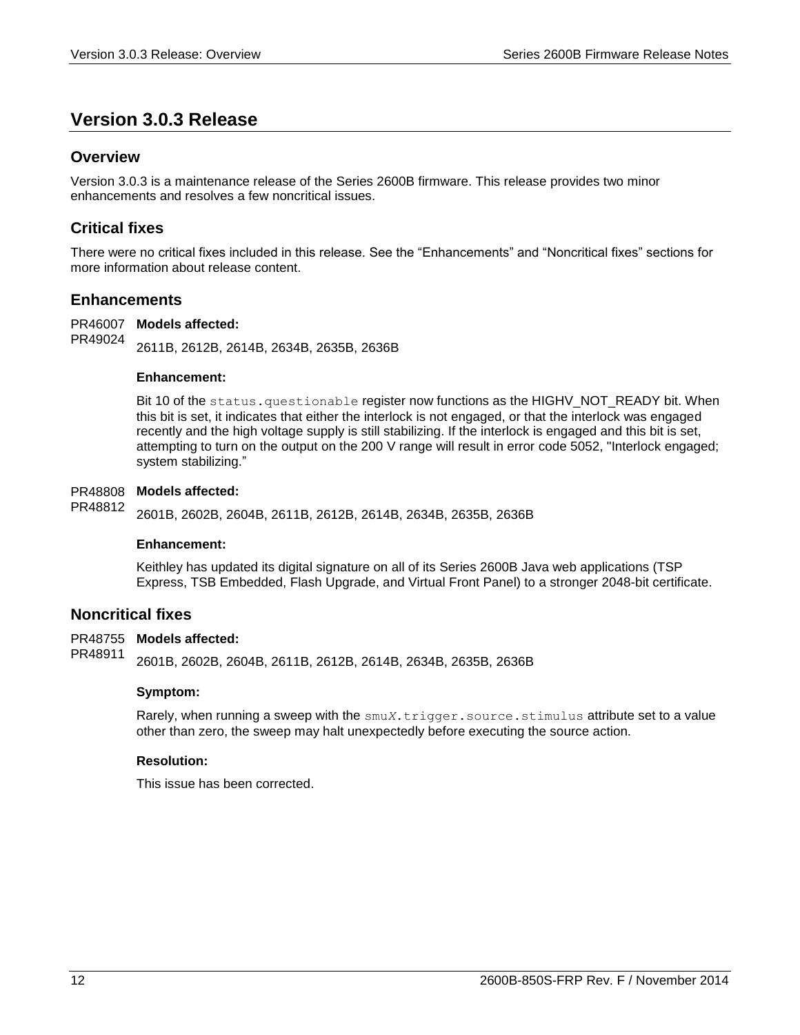# Version 3.0.3 Release

## Overview

Version 3.0.3 is a maintenance release of the Series 2600B firmware. This release provides two minor enhancements and resolves a few noncritical issues.

## Critical fixes

There were no critical fixes included in this release. See the “Enhancements” and “Noncritical fixes” sections for more information about release content.

## Enhancements

PR46007
PR49024

**Models affected:**

2611B, 2612B, 2614B, 2634B, 2635B, 2636B

**Enhancement:**

Bit 10 of the `status.questionable` register now functions as the HIGHV_NOT_READY bit. When this bit is set, it indicates that either the interlock is not engaged, or that the interlock was engaged recently and the high voltage supply is still stabilizing. If the interlock is engaged and this bit is set, attempting to turn on the output on the 200 V range will result in error code 5052, "Interlock engaged; system stabilizing.”

PR48808
PR48812

**Models affected:**

2601B, 2602B, 2604B, 2611B, 2612B, 2614B, 2634B, 2635B, 2636B

**Enhancement:**

Keithley has updated its digital signature on all of its Series 2600B Java web applications (TSP Express, TSB Embedded, Flash Upgrade, and Virtual Front Panel) to a stronger 2048-bit certificate.

## Noncritical fixes

PR48755
PR48911

**Models affected:**

2601B, 2602B, 2604B, 2611B, 2612B, 2614B, 2634B, 2635B, 2636B

**Symptom:**

Rarely, when running a sweep with the `smuX.trigger.source.stimulus` attribute set to a value other than zero, the sweep may halt unexpectedly before executing the source action.

**Resolution:**

This issue has been corrected.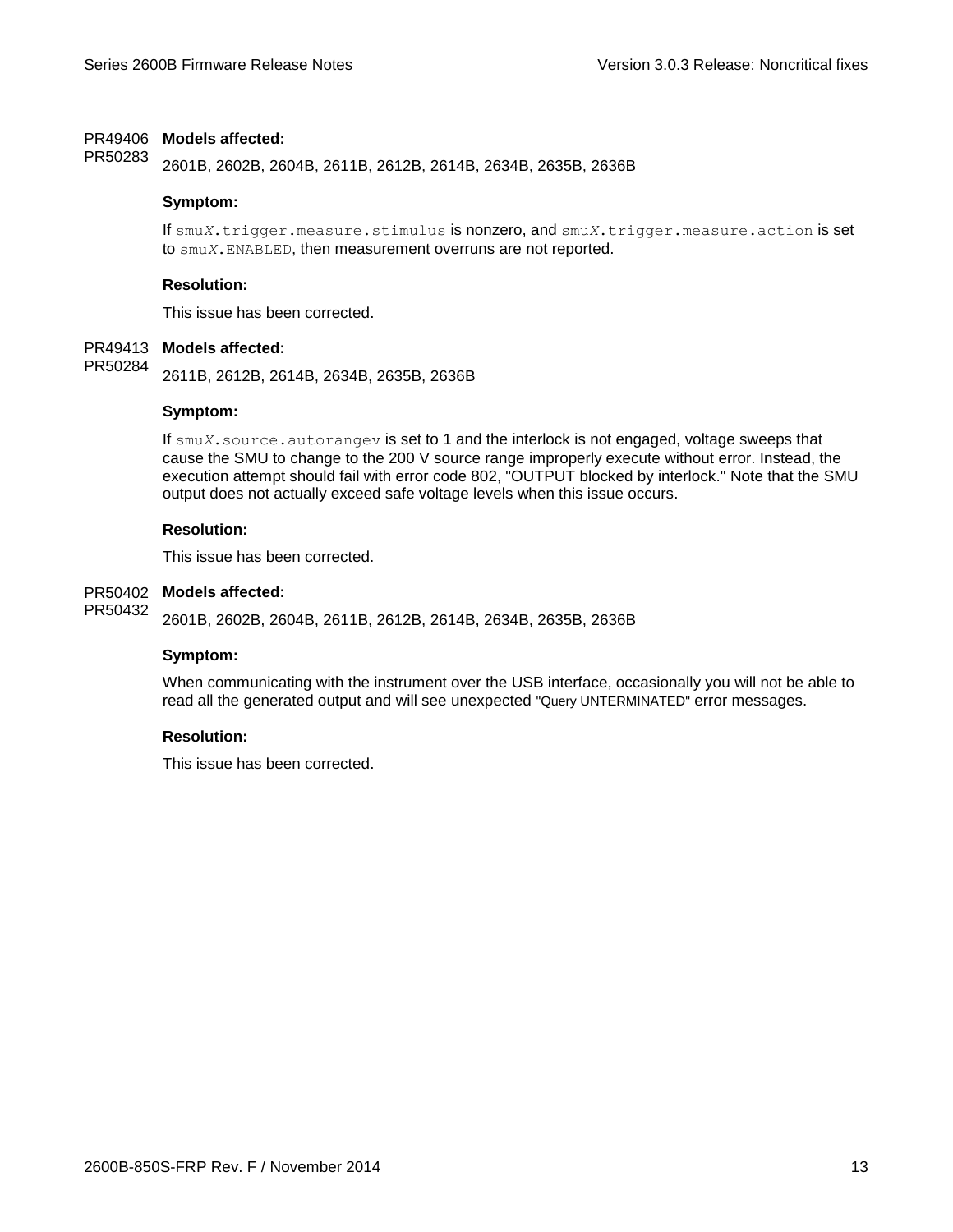PR49406
PR50283

**Models affected:**

2601B, 2602B, 2604B, 2611B, 2612B, 2614B, 2634B, 2635B, 2636B

**Symptom:**

If `smuX.trigger.measure.stimulus` is nonzero, and `smuX.trigger.measure.action` is set to `smuX.ENABLED`, then measurement overruns are not reported.

**Resolution:**

This issue has been corrected.

PR49413
PR50284

**Models affected:**

2611B, 2612B, 2614B, 2634B, 2635B, 2636B

**Symptom:**

If `smuX.source.autorangev` is set to 1 and the interlock is not engaged, voltage sweeps that cause the SMU to change to the 200 V source range improperly execute without error. Instead, the execution attempt should fail with error code 802, "OUTPUT blocked by interlock." Note that the SMU output does not actually exceed safe voltage levels when this issue occurs.

**Resolution:**

This issue has been corrected.

PR50402
PR50432

**Models affected:**

2601B, 2602B, 2604B, 2611B, 2612B, 2614B, 2634B, 2635B, 2636B

**Symptom:**

When communicating with the instrument over the USB interface, occasionally you will not be able to read all the generated output and will see unexpected "Query UNTERMINATED" error messages.

**Resolution:**

This issue has been corrected.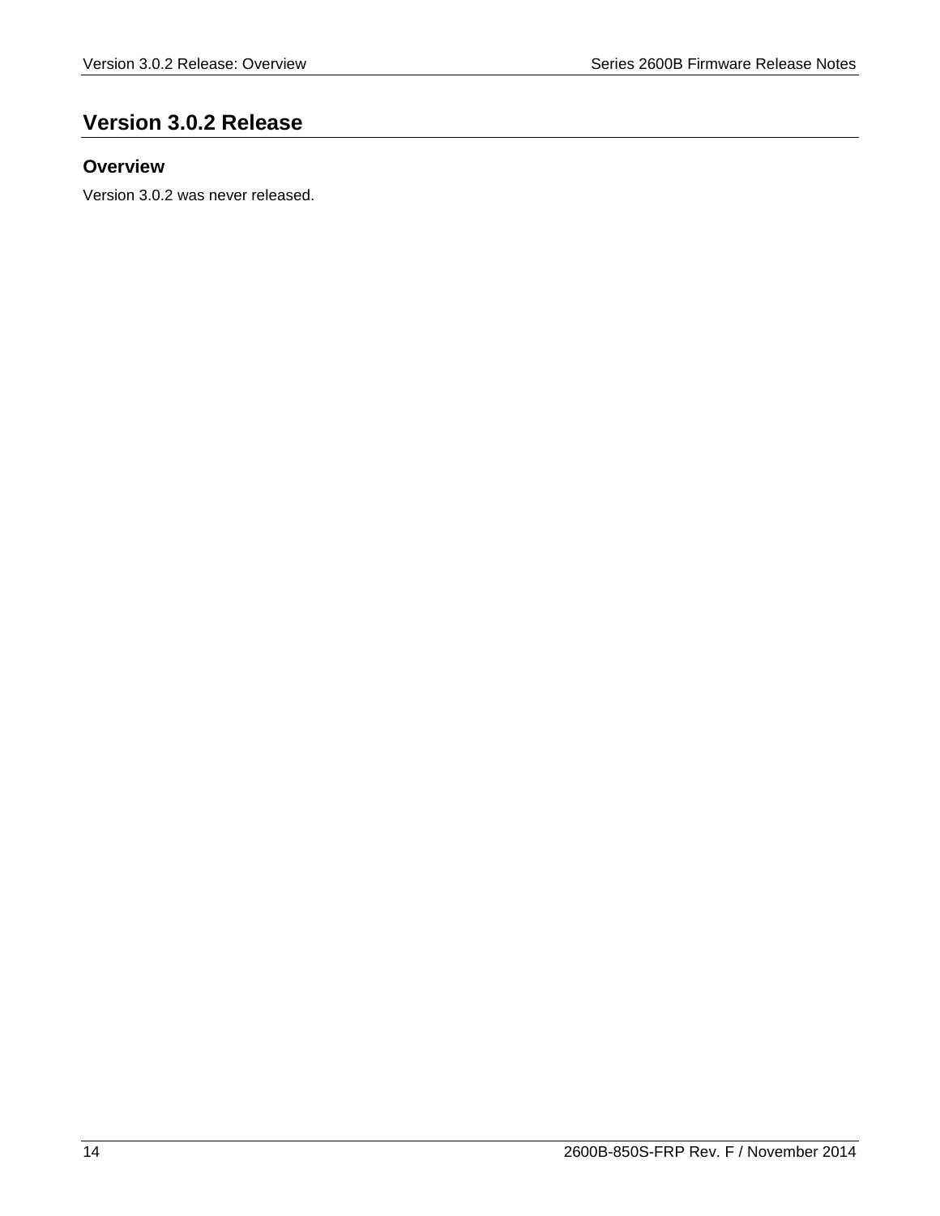# Version 3.0.2 Release

## Overview

Version 3.0.2 was never released.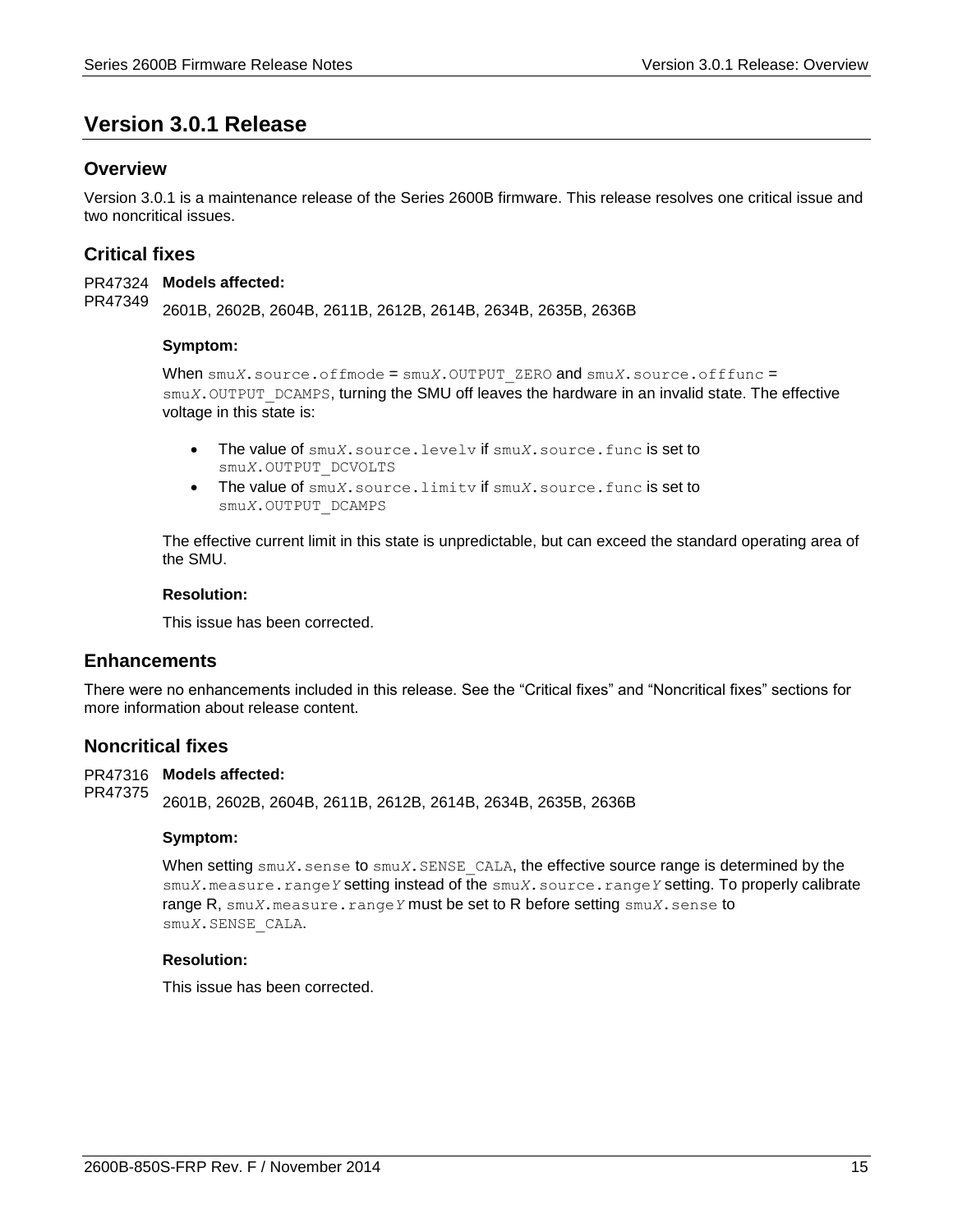# Version 3.0.1 Release

## Overview

Version 3.0.1 is a maintenance release of the Series 2600B firmware. This release resolves one critical issue and two noncritical issues.

## Critical fixes

PR47324
PR47349

**Models affected:**

2601B, 2602B, 2604B, 2611B, 2612B, 2614B, 2634B, 2635B, 2636B

**Symptom:**

When `smuX.source.offmode` = `smuX.OUTPUT_ZERO` and `smuX.source.offfunc` = `smuX.OUTPUT_DCAMPS`, turning the SMU off leaves the hardware in an invalid state. The effective voltage in this state is:

- The value of `smuX.source.levelv` if `smuX.source.func` is set to `smuX.OUTPUT_DCVOLTS`
- The value of `smuX.source.limitv` if `smuX.source.func` is set to `smuX.OUTPUT_DCAMPS`

The effective current limit in this state is unpredictable, but can exceed the standard operating area of the SMU.

**Resolution:**

This issue has been corrected.

## Enhancements

There were no enhancements included in this release. See the "Critical fixes" and "Noncritical fixes" sections for more information about release content.

## Noncritical fixes

PR47316
PR47375

**Models affected:**

2601B, 2602B, 2604B, 2611B, 2612B, 2614B, 2634B, 2635B, 2636B

**Symptom:**

When setting `smuX.sense` to `smuX.SENSE_CALA`, the effective source range is determined by the `smuX.measure.rangeY` setting instead of the `smuX.source.rangeY` setting. To properly calibrate range R, `smuX.measure.rangeY` must be set to R before setting `smuX.sense` to `smuX.SENSE_CALA`.

**Resolution:**

This issue has been corrected.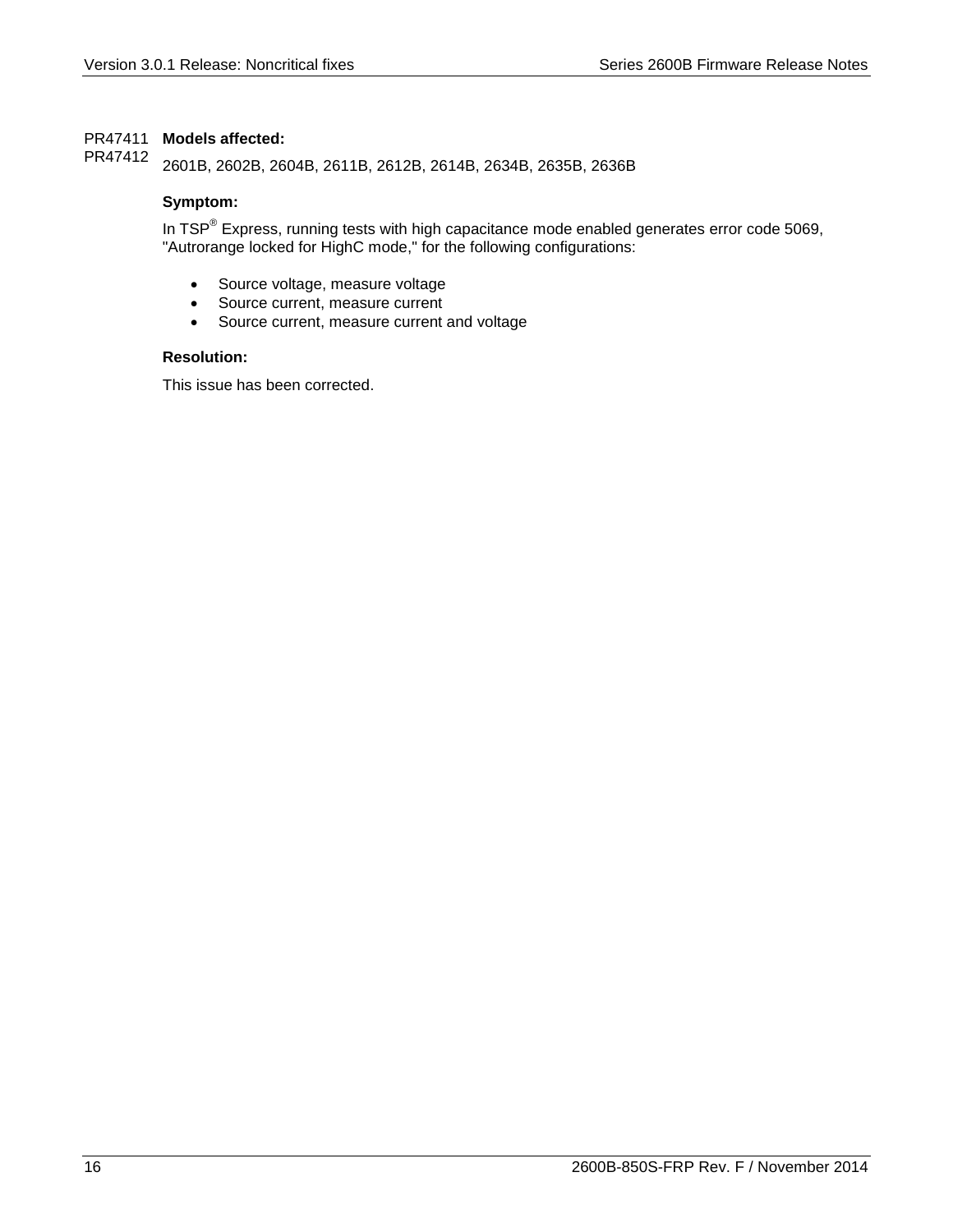PR47411
PR47412

**Models affected:**

2601B, 2602B, 2604B, 2611B, 2612B, 2614B, 2634B, 2635B, 2636B

**Symptom:**

In TSP® Express, running tests with high capacitance mode enabled generates error code 5069, "Autrorange locked for HighC mode," for the following configurations:

- Source voltage, measure voltage
- Source current, measure current
- Source current, measure current and voltage

**Resolution:**

This issue has been corrected.